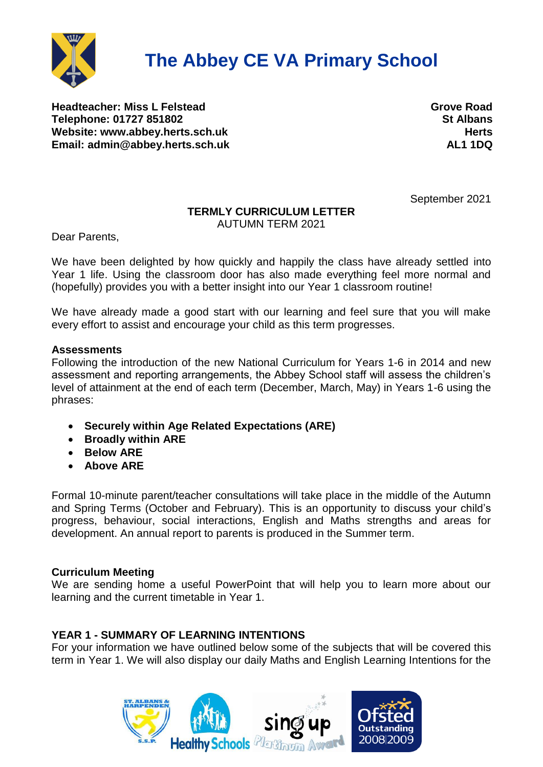# The Abbey CE VA Primary School

**Headteacher: Miss L Felstead**
**Telephone: 01727 851802**
**Website: www.abbey.herts.sch.uk**
**Email: admin@abbey.herts.sch.uk**

**Grove Road**
**St Albans**
**Herts**
**AL1 1DQ**

September 2021

**TERMLY CURRICULUM LETTER**
AUTUMN TERM 2021

Dear Parents,

We have been delighted by how quickly and happily the class have already settled into Year 1 life. Using the classroom door has also made everything feel more normal and (hopefully) provides you with a better insight into our Year 1 classroom routine!

We have already made a good start with our learning and feel sure that you will make every effort to assist and encourage your child as this term progresses.

**Assessments**

Following the introduction of the new National Curriculum for Years 1-6 in 2014 and new assessment and reporting arrangements, the Abbey School staff will assess the children's level of attainment at the end of each term (December, March, May) in Years 1-6 using the phrases:

- **Securely within Age Related Expectations (ARE)**
- **Broadly within ARE**
- **Below ARE**
- **Above ARE**

Formal 10-minute parent/teacher consultations will take place in the middle of the Autumn and Spring Terms (October and February). This is an opportunity to discuss your child's progress, behaviour, social interactions, English and Maths strengths and areas for development. An annual report to parents is produced in the Summer term.

**Curriculum Meeting**

We are sending home a useful PowerPoint that will help you to learn more about our learning and the current timetable in Year 1.

**YEAR 1 - SUMMARY OF LEARNING INTENTIONS**

For your information we have outlined below some of the subjects that will be covered this term in Year 1. We will also display our daily Maths and English Learning Intentions for the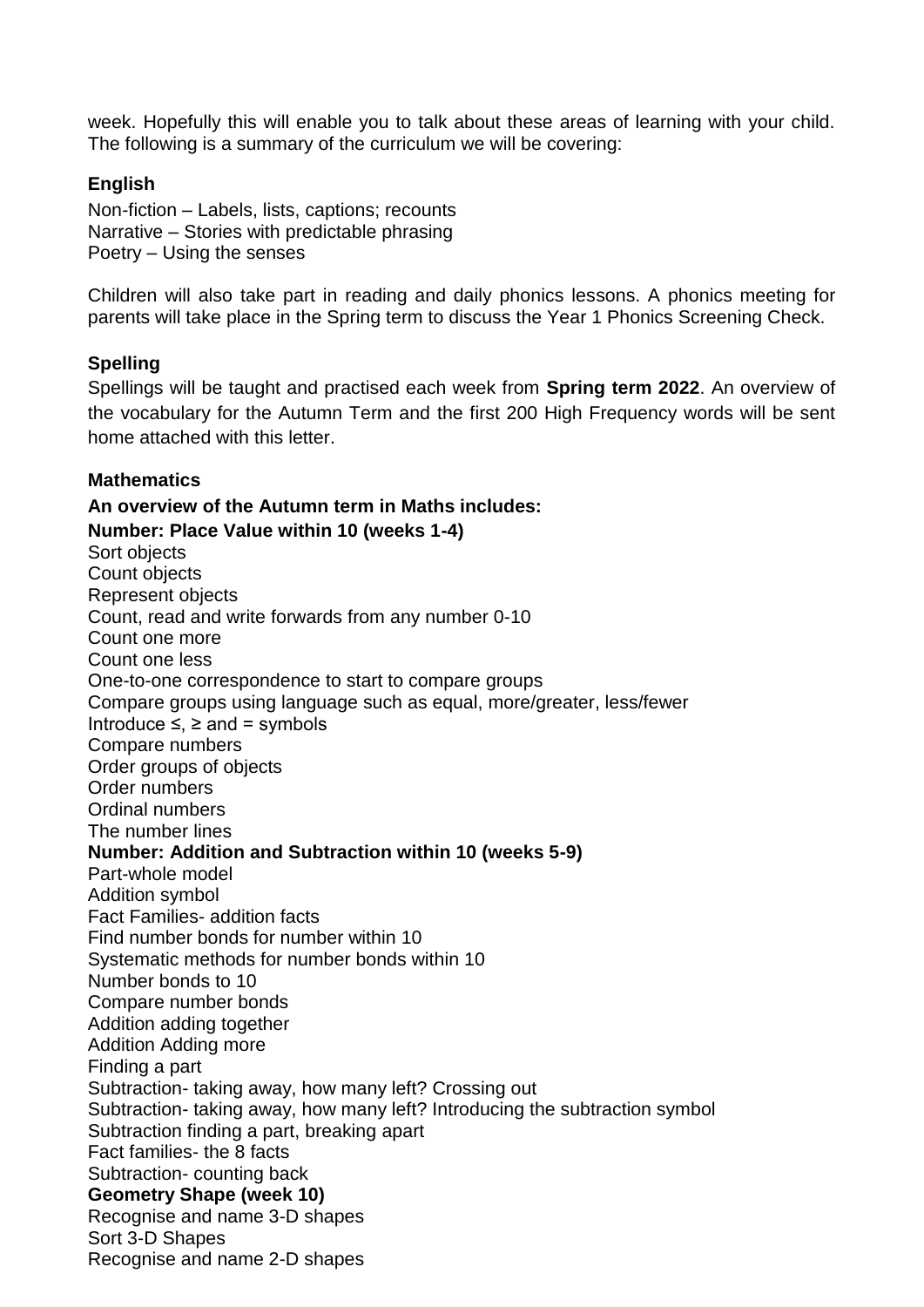week. Hopefully this will enable you to talk about these areas of learning with your child. The following is a summary of the curriculum we will be covering:

**English**

Non-fiction – Labels, lists, captions; recounts
Narrative – Stories with predictable phrasing
Poetry – Using the senses

Children will also take part in reading and daily phonics lessons. A phonics meeting for parents will take place in the Spring term to discuss the Year 1 Phonics Screening Check.

**Spelling**

Spellings will be taught and practised each week from **Spring term 2022**. An overview of the vocabulary for the Autumn Term and the first 200 High Frequency words will be sent home attached with this letter.

**Mathematics**

**An overview of the Autumn term in Maths includes:**

**Number: Place Value within 10 (weeks 1-4)**

Sort objects
Count objects
Represent objects
Count, read and write forwards from any number 0-10
Count one more
Count one less
One-to-one correspondence to start to compare groups
Compare groups using language such as equal, more/greater, less/fewer
Introduce ≤, ≥ and = symbols
Compare numbers
Order groups of objects
Order numbers
Ordinal numbers
The number lines

**Number: Addition and Subtraction within 10 (weeks 5-9)**

Part-whole model
Addition symbol
Fact Families- addition facts
Find number bonds for number within 10
Systematic methods for number bonds within 10
Number bonds to 10
Compare number bonds
Addition adding together
Addition Adding more
Finding a part
Subtraction- taking away, how many left? Crossing out
Subtraction- taking away, how many left? Introducing the subtraction symbol
Subtraction finding a part, breaking apart
Fact families- the 8 facts
Subtraction- counting back

**Geometry Shape (week 10)**

Recognise and name 3-D shapes
Sort 3-D Shapes
Recognise and name 2-D shapes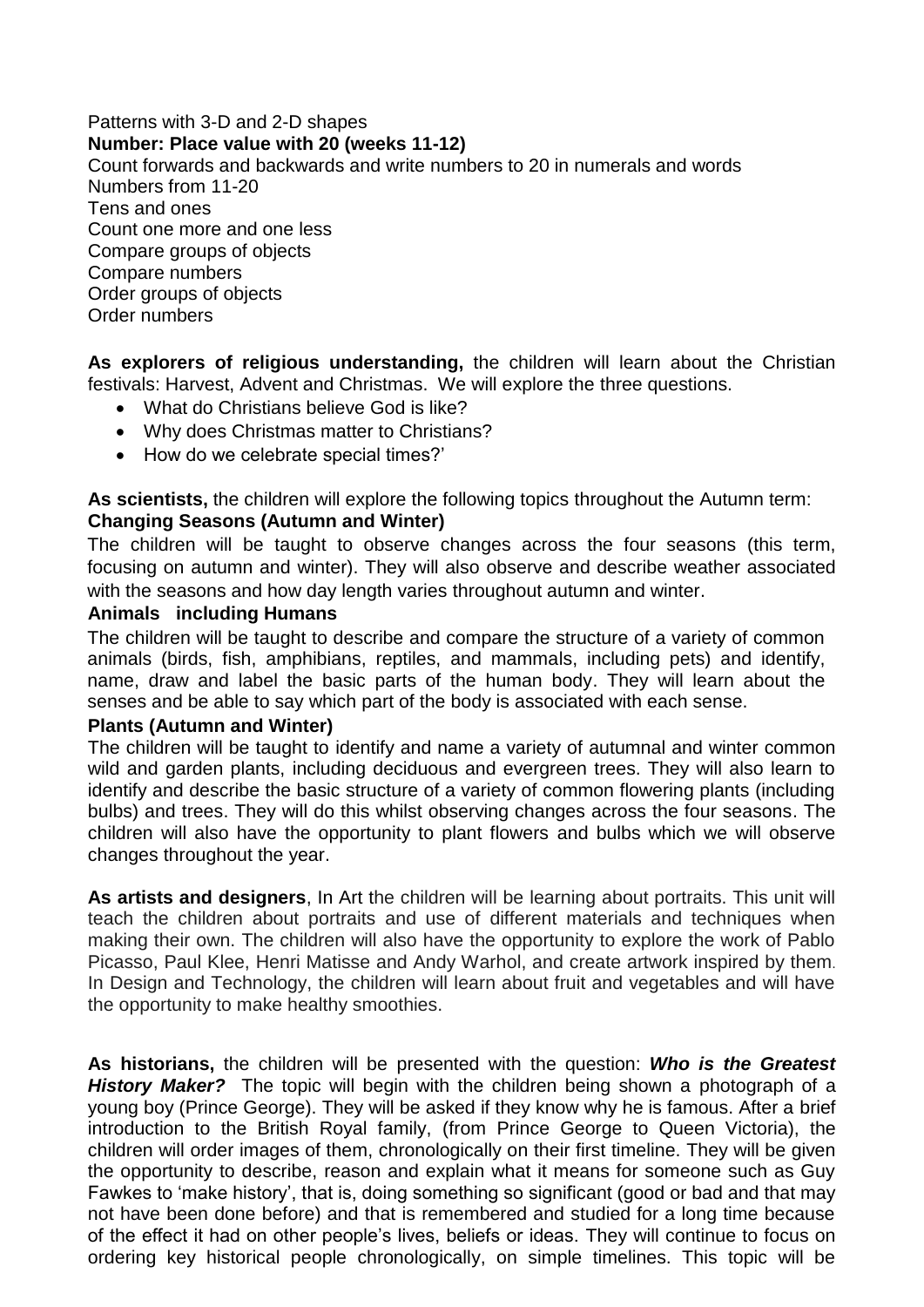Patterns with 3-D and 2-D shapes

**Number: Place value with 20 (weeks 11-12)**

Count forwards and backwards and write numbers to 20 in numerals and words
Numbers from 11-20
Tens and ones
Count one more and one less
Compare groups of objects
Compare numbers
Order groups of objects
Order numbers

**As explorers of religious understanding,** the children will learn about the Christian festivals: Harvest, Advent and Christmas. We will explore the three questions.

- What do Christians believe God is like?
- Why does Christmas matter to Christians?
- How do we celebrate special times?'

**As scientists,** the children will explore the following topics throughout the Autumn term:

**Changing Seasons (Autumn and Winter)**

The children will be taught to observe changes across the four seasons (this term, focusing on autumn and winter). They will also observe and describe weather associated with the seasons and how day length varies throughout autumn and winter.

**Animals including Humans**

The children will be taught to describe and compare the structure of a variety of common animals (birds, fish, amphibians, reptiles, and mammals, including pets) and identify, name, draw and label the basic parts of the human body. They will learn about the senses and be able to say which part of the body is associated with each sense.

**Plants (Autumn and Winter)**

The children will be taught to identify and name a variety of autumnal and winter common wild and garden plants, including deciduous and evergreen trees. They will also learn to identify and describe the basic structure of a variety of common flowering plants (including bulbs) and trees. They will do this whilst observing changes across the four seasons. The children will also have the opportunity to plant flowers and bulbs which we will observe changes throughout the year.

**As artists and designers**, In Art the children will be learning about portraits. This unit will teach the children about portraits and use of different materials and techniques when making their own. The children will also have the opportunity to explore the work of Pablo Picasso, Paul Klee, Henri Matisse and Andy Warhol, and create artwork inspired by them. In Design and Technology, the children will learn about fruit and vegetables and will have the opportunity to make healthy smoothies.

**As historians,** the children will be presented with the question: ***Who is the Greatest History Maker?*** The topic will begin with the children being shown a photograph of a young boy (Prince George). They will be asked if they know why he is famous. After a brief introduction to the British Royal family, (from Prince George to Queen Victoria), the children will order images of them, chronologically on their first timeline. They will be given the opportunity to describe, reason and explain what it means for someone such as Guy Fawkes to 'make history', that is, doing something so significant (good or bad and that may not have been done before) and that is remembered and studied for a long time because of the effect it had on other people's lives, beliefs or ideas. They will continue to focus on ordering key historical people chronologically, on simple timelines. This topic will be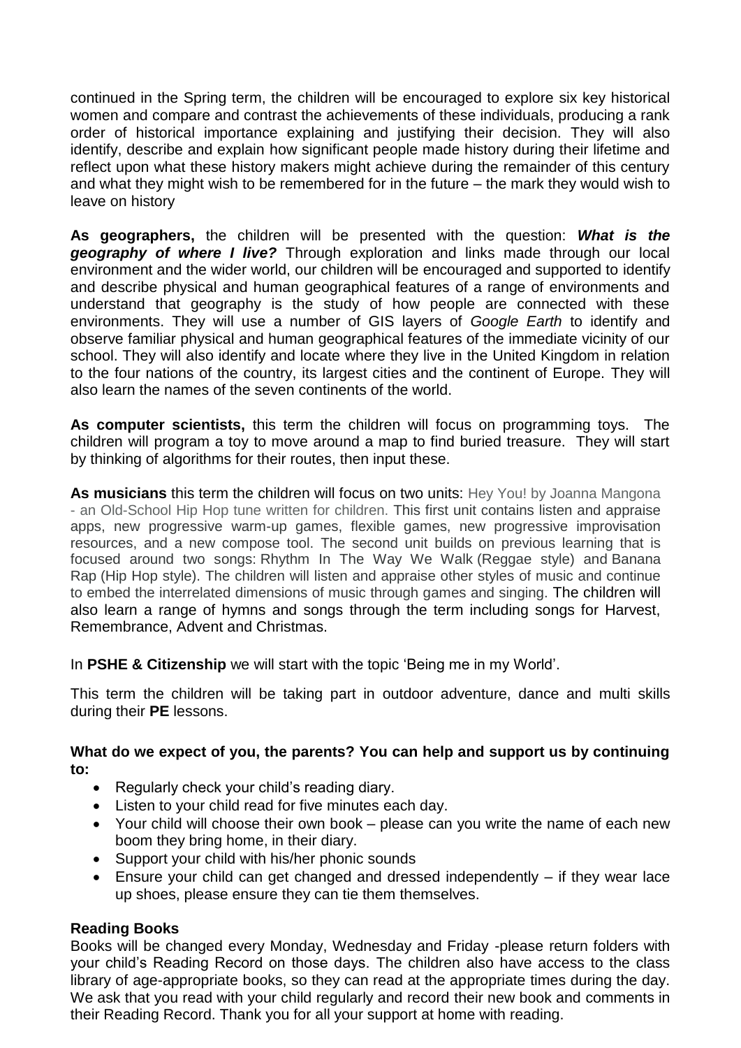continued in the Spring term, the children will be encouraged to explore six key historical women and compare and contrast the achievements of these individuals, producing a rank order of historical importance explaining and justifying their decision. They will also identify, describe and explain how significant people made history during their lifetime and reflect upon what these history makers might achieve during the remainder of this century and what they might wish to be remembered for in the future – the mark they would wish to leave on history

**As geographers,** the children will be presented with the question: ***What is the geography of where I live?*** Through exploration and links made through our local environment and the wider world, our children will be encouraged and supported to identify and describe physical and human geographical features of a range of environments and understand that geography is the study of how people are connected with these environments. They will use a number of GIS layers of *Google Earth* to identify and observe familiar physical and human geographical features of the immediate vicinity of our school. They will also identify and locate where they live in the United Kingdom in relation to the four nations of the country, its largest cities and the continent of Europe. They will also learn the names of the seven continents of the world.

**As computer scientists,** this term the children will focus on programming toys. The children will program a toy to move around a map to find buried treasure. They will start by thinking of algorithms for their routes, then input these.

**As musicians** this term the children will focus on two units: Hey You! by Joanna Mangona - an Old-School Hip Hop tune written for children. This first unit contains listen and appraise apps, new progressive warm-up games, flexible games, new progressive improvisation resources, and a new compose tool. The second unit builds on previous learning that is focused around two songs: Rhythm In The Way We Walk (Reggae style) and Banana Rap (Hip Hop style). The children will listen and appraise other styles of music and continue to embed the interrelated dimensions of music through games and singing. The children will also learn a range of hymns and songs through the term including songs for Harvest, Remembrance, Advent and Christmas.

In **PSHE & Citizenship** we will start with the topic 'Being me in my World'.

This term the children will be taking part in outdoor adventure, dance and multi skills during their **PE** lessons.

**What do we expect of you, the parents? You can help and support us by continuing to:**

- Regularly check your child's reading diary.
- Listen to your child read for five minutes each day.
- Your child will choose their own book – please can you write the name of each new boom they bring home, in their diary.
- Support your child with his/her phonic sounds
- Ensure your child can get changed and dressed independently – if they wear lace up shoes, please ensure they can tie them themselves.

**Reading Books**

Books will be changed every Monday, Wednesday and Friday -please return folders with your child's Reading Record on those days. The children also have access to the class library of age-appropriate books, so they can read at the appropriate times during the day. We ask that you read with your child regularly and record their new book and comments in their Reading Record. Thank you for all your support at home with reading.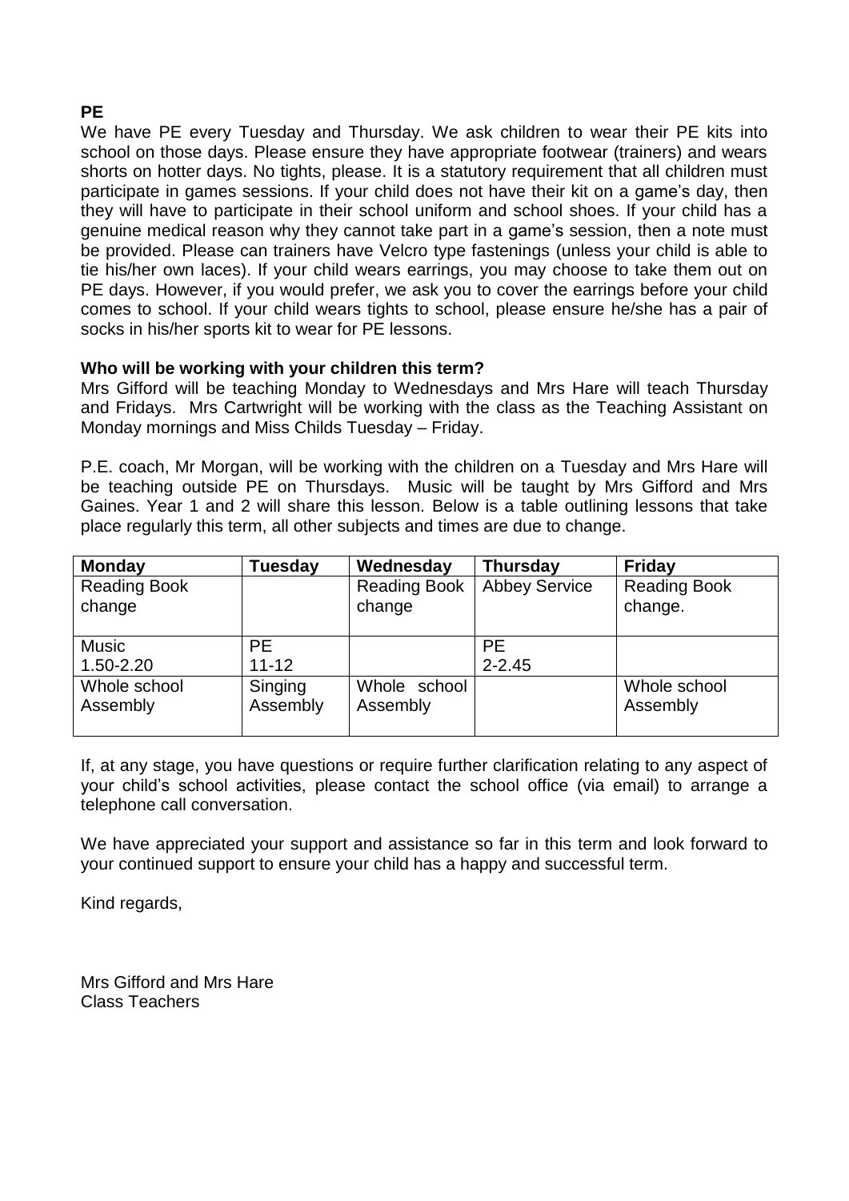**PE**

We have PE every Tuesday and Thursday. We ask children to wear their PE kits into school on those days. Please ensure they have appropriate footwear (trainers) and wears shorts on hotter days. No tights, please. It is a statutory requirement that all children must participate in games sessions. If your child does not have their kit on a game's day, then they will have to participate in their school uniform and school shoes. If your child has a genuine medical reason why they cannot take part in a game's session, then a note must be provided. Please can trainers have Velcro type fastenings (unless your child is able to tie his/her own laces). If your child wears earrings, you may choose to take them out on PE days. However, if you would prefer, we ask you to cover the earrings before your child comes to school. If your child wears tights to school, please ensure he/she has a pair of socks in his/her sports kit to wear for PE lessons.

**Who will be working with your children this term?**

Mrs Gifford will be teaching Monday to Wednesdays and Mrs Hare will teach Thursday and Fridays. Mrs Cartwright will be working with the class as the Teaching Assistant on Monday mornings and Miss Childs Tuesday – Friday.

P.E. coach, Mr Morgan, will be working with the children on a Tuesday and Mrs Hare will be teaching outside PE on Thursdays. Music will be taught by Mrs Gifford and Mrs Gaines. Year 1 and 2 will share this lesson. Below is a table outlining lessons that take place regularly this term, all other subjects and times are due to change.

| Monday | Tuesday | Wednesday | Thursday | Friday |
|---|---|---|---|---|
| Reading Book change | | Reading Book change | Abbey Service | Reading Book change. |
| Music 1.50-2.20 | PE 11-12 | | PE 2-2.45 | |
| Whole school Assembly | Singing Assembly | Whole school Assembly | | Whole school Assembly |

If, at any stage, you have questions or require further clarification relating to any aspect of your child's school activities, please contact the school office (via email) to arrange a telephone call conversation.

We have appreciated your support and assistance so far in this term and look forward to your continued support to ensure your child has a happy and successful term.

Kind regards,

Mrs Gifford and Mrs Hare
Class Teachers